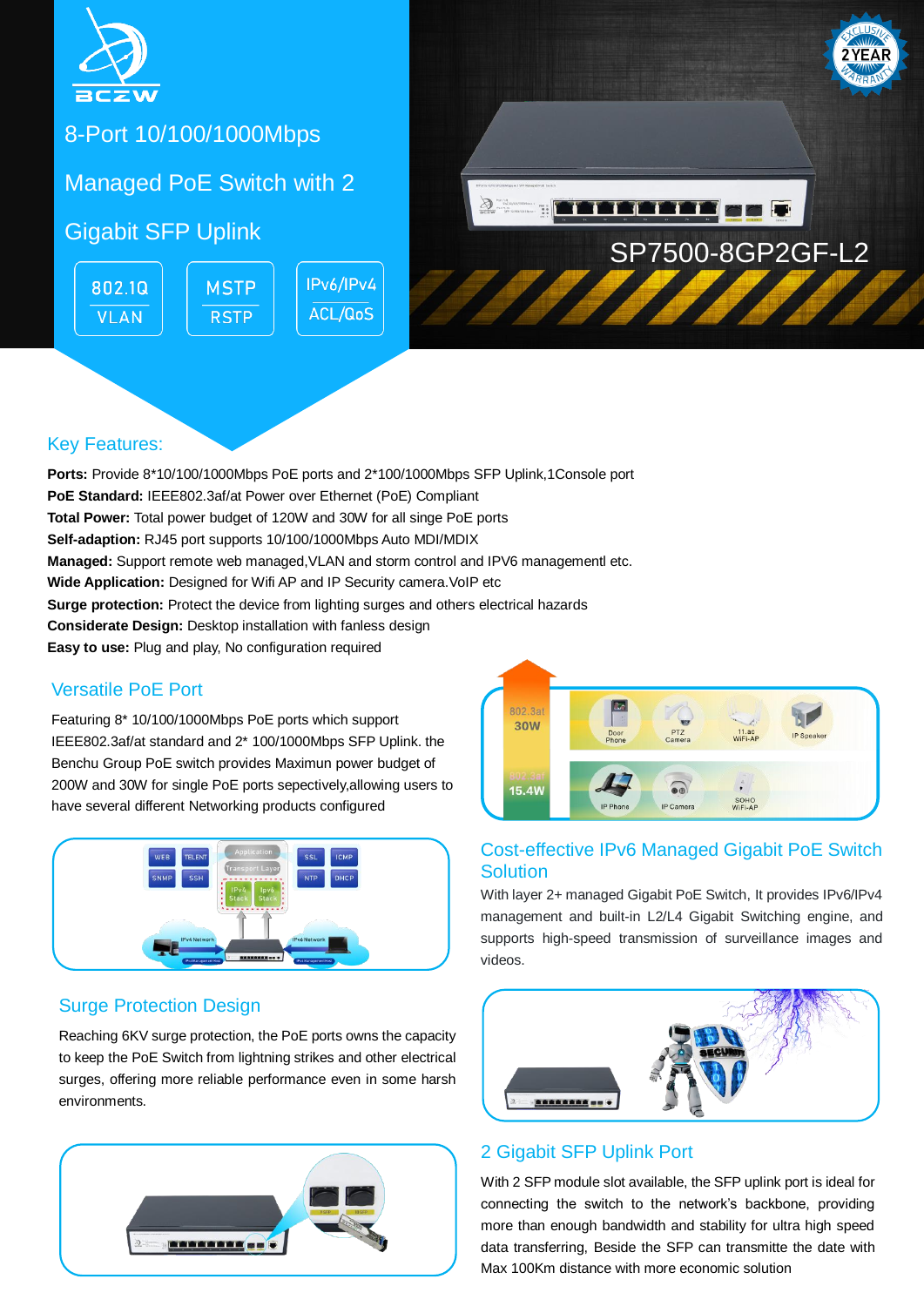# 8-Port 10/100/1000Mbps Managed PoE Switch with 2 Gigabit SFP Uplink

802.1Q VLAN | MSTP RSTP | IPv6/IPv4 ACL/QoS

SP7500-8GP2GF-L2

## Key Features:

**Ports:** Provide 8*10/100/1000Mbps PoE ports and 2*100/1000Mbps SFP Uplink,1Console port
**PoE Standard:** IEEE802.3af/at Power over Ethernet (PoE) Compliant
**Total Power:** Total power budget of 120W and 30W for all singe PoE ports
**Self-adaption:** RJ45 port supports 10/100/1000Mbps Auto MDI/MDIX
**Managed:** Support remote web managed,VLAN and storm control and IPV6 managementl etc.
**Wide Application:** Designed for Wifi AP and IP Security camera.VoIP etc
**Surge protection:** Protect the device from lighting surges and others electrical hazards
**Considerate Design:** Desktop installation with fanless design
**Easy to use:** Plug and play, No configuration required

## Versatile PoE Port

Featuring 8* 10/100/1000Mbps PoE ports which support IEEE802.3af/at standard and 2* 100/1000Mbps SFP Uplink. the Benchu Group PoE switch provides Maximun power budget of 200W and 30W for single PoE ports sepectively,allowing users to have several different Networking products configured

## Cost-effective IPv6 Managed Gigabit PoE Switch Solution

With layer 2+ managed Gigabit PoE Switch, It provides IPv6/IPv4 management and built-in L2/L4 Gigabit Switching engine, and supports high-speed transmission of surveillance images and videos.

## Surge Protection Design

Reaching 6KV surge protection, the PoE ports owns the capacity to keep the PoE Switch from lightning strikes and other electrical surges, offering more reliable performance even in some harsh environments.

## 2 Gigabit SFP Uplink Port

With 2 SFP module slot available, the SFP uplink port is ideal for connecting the switch to the network's backbone, providing more than enough bandwidth and stability for ultra high speed data transferring, Beside the SFP can transmitte the date with Max 100Km distance with more economic solution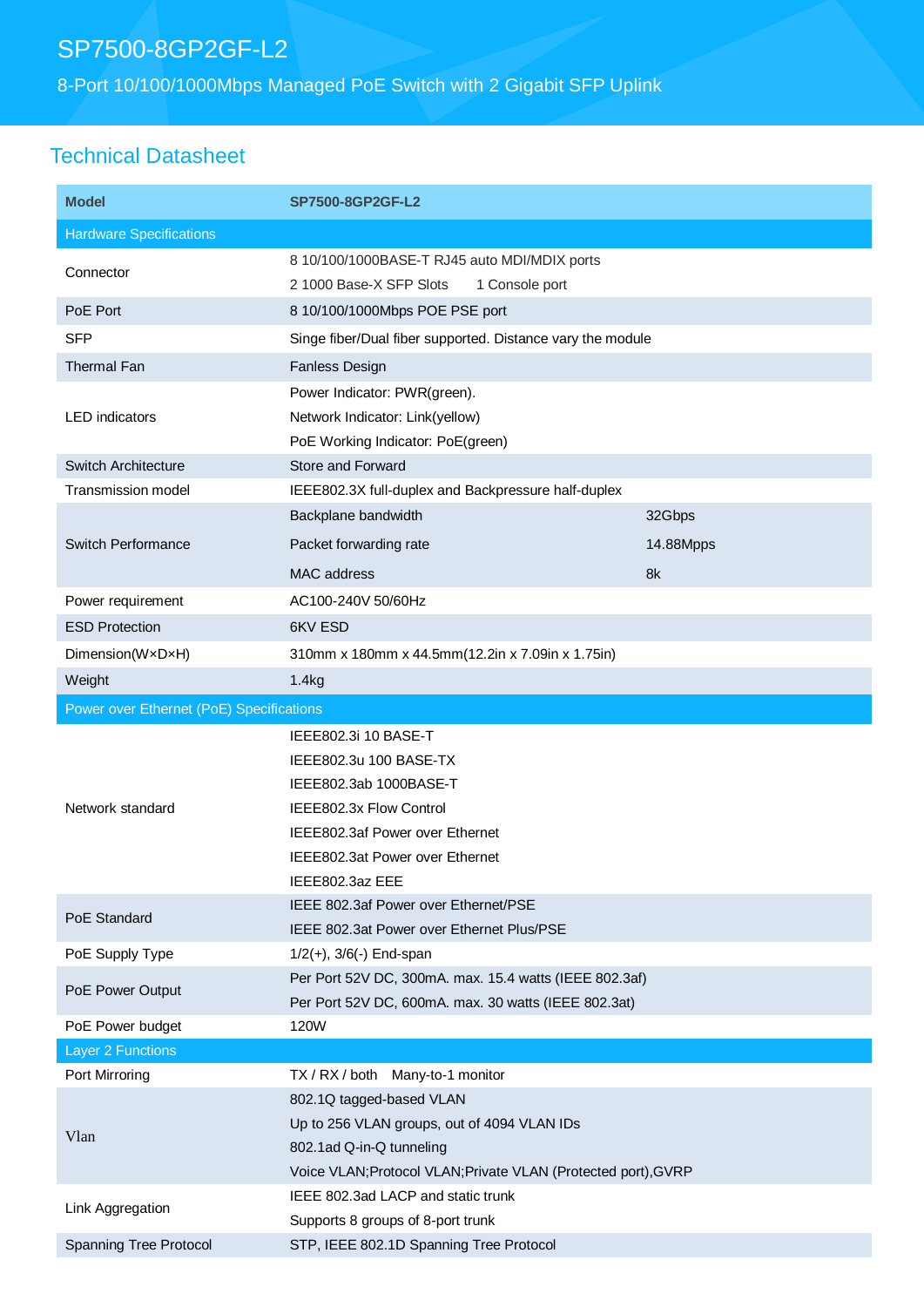# SP7500-8GP2GF-L2

8-Port 10/100/1000Mbps Managed PoE Switch with 2 Gigabit SFP Uplink

## Technical Datasheet

| Model | SP7500-8GP2GF-L2 | |
|---|---|---|
| **Hardware Specifications** | | |
| Connector | 8 10/100/1000BASE-T RJ45 auto MDI/MDIX ports<br>2 1000 Base-X SFP Slots     1 Console port | |
| PoE Port | 8 10/100/1000Mbps POE PSE port | |
| SFP | Singe fiber/Dual fiber supported. Distance vary the module | |
| Thermal Fan | Fanless Design | |
| LED indicators | Power Indicator: PWR(green).<br>Network Indicator: Link(yellow)<br>PoE Working Indicator: PoE(green) | |
| Switch Architecture | Store and Forward | |
| Transmission model | IEEE802.3X full-duplex and Backpressure half-duplex | |
| Switch Performance | Backplane bandwidth | 32Gbps |
| | Packet forwarding rate | 14.88Mpps |
| | MAC address | 8k |
| Power requirement | AC100-240V 50/60Hz | |
| ESD Protection | 6KV ESD | |
| Dimension(W×D×H) | 310mm x 180mm x 44.5mm(12.2in x 7.09in x 1.75in) | |
| Weight | 1.4kg | |
| **Power over Ethernet (PoE) Specifications** | | |
| Network standard | IEEE802.3i 10 BASE-T<br>IEEE802.3u 100 BASE-TX<br>IEEE802.3ab 1000BASE-T<br>IEEE802.3x Flow Control<br>IEEE802.3af Power over Ethernet<br>IEEE802.3at Power over Ethernet<br>IEEE802.3az EEE | |
| PoE Standard | IEEE 802.3af Power over Ethernet/PSE<br>IEEE 802.3at Power over Ethernet Plus/PSE | |
| PoE Supply Type | 1/2(+), 3/6(-) End-span | |
| PoE Power Output | Per Port 52V DC, 300mA. max. 15.4 watts (IEEE 802.3af)<br>Per Port 52V DC, 600mA. max. 30 watts (IEEE 802.3at) | |
| PoE Power budget | 120W | |
| **Layer 2 Functions** | | |
| Port Mirroring | TX / RX / both   Many-to-1 monitor | |
| Vlan | 802.1Q tagged-based VLAN<br>Up to 256 VLAN groups, out of 4094 VLAN IDs<br>802.1ad Q-in-Q tunneling<br>Voice VLAN;Protocol VLAN;Private VLAN (Protected port),GVRP | |
| Link Aggregation | IEEE 802.3ad LACP and static trunk<br>Supports 8 groups of 8-port trunk | |
| Spanning Tree Protocol | STP, IEEE 802.1D Spanning Tree Protocol | |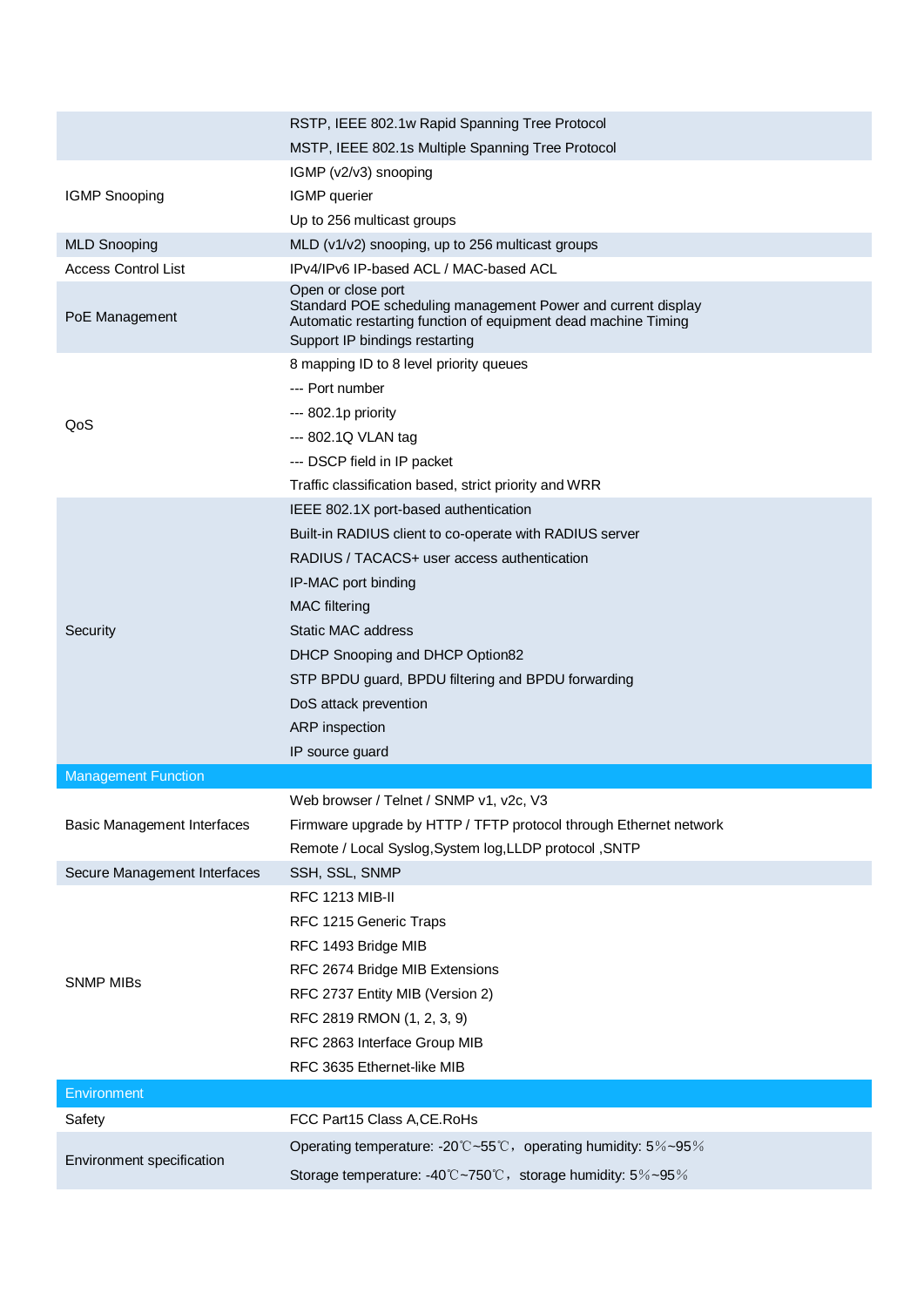| | |
|---|---|
| | RSTP, IEEE 802.1w Rapid Spanning Tree Protocol<br>MSTP, IEEE 802.1s Multiple Spanning Tree Protocol |
| IGMP Snooping | IGMP (v2/v3) snooping<br>IGMP querier<br>Up to 256 multicast groups |
| MLD Snooping | MLD (v1/v2) snooping, up to 256 multicast groups |
| Access Control List | IPv4/IPv6 IP-based ACL / MAC-based ACL |
| PoE Management | Open or close port<br>Standard POE scheduling management Power and current display<br>Automatic restarting function of equipment dead machine Timing<br>Support IP bindings restarting |
| QoS | 8 mapping ID to 8 level priority queues<br>--- Port number<br>--- 802.1p priority<br>--- 802.1Q VLAN tag<br>--- DSCP field in IP packet<br>Traffic classification based, strict priority and WRR |
| Security | IEEE 802.1X port-based authentication<br>Built-in RADIUS client to co-operate with RADIUS server<br>RADIUS / TACACS+ user access authentication<br>IP-MAC port binding<br>MAC filtering<br>Static MAC address<br>DHCP Snooping and DHCP Option82<br>STP BPDU guard, BPDU filtering and BPDU forwarding<br>DoS attack prevention<br>ARP inspection<br>IP source guard |
| **Management Function** | |
| Basic Management Interfaces | Web browser / Telnet / SNMP v1, v2c, V3<br>Firmware upgrade by HTTP / TFTP protocol through Ethernet network<br>Remote / Local Syslog,System log,LLDP protocol ,SNTP |
| Secure Management Interfaces | SSH, SSL, SNMP |
| SNMP MIBs | RFC 1213 MIB-II<br>RFC 1215 Generic Traps<br>RFC 1493 Bridge MIB<br>RFC 2674 Bridge MIB Extensions<br>RFC 2737 Entity MIB (Version 2)<br>RFC 2819 RMON (1, 2, 3, 9)<br>RFC 2863 Interface Group MIB<br>RFC 3635 Ethernet-like MIB |
| **Environment** | |
| Safety | FCC Part15 Class A,CE.RoHs |
| Environment specification | Operating temperature: -20℃~55℃，operating humidity: 5%~95%<br>Storage temperature: -40℃~750℃，storage humidity: 5%~95% |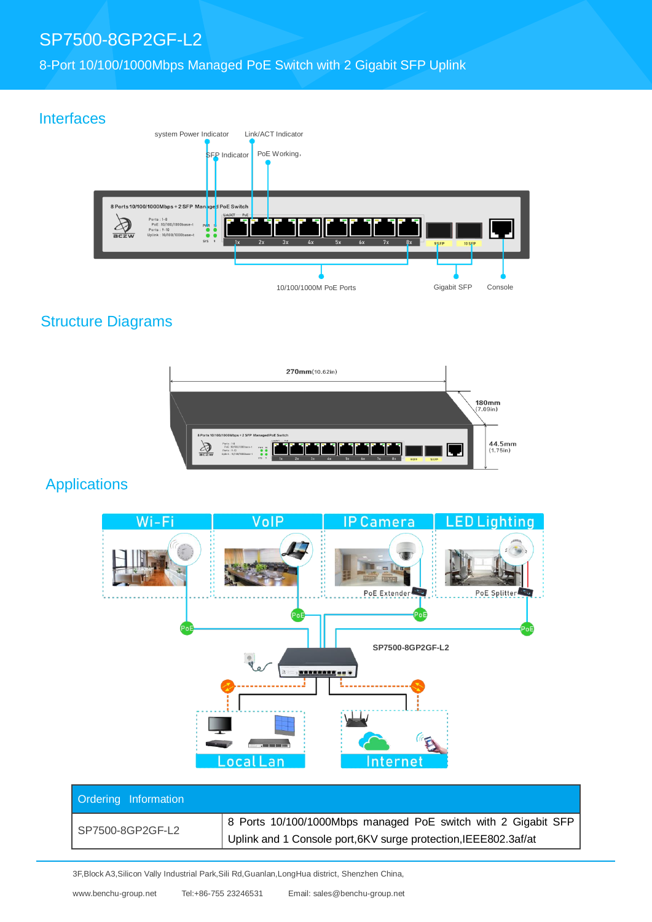# SP7500-8GP2GF-L2

8-Port 10/100/1000Mbps Managed PoE Switch with 2 Gigabit SFP Uplink

## Interfaces

system Power Indicator

Link/ACT Indicator

SFP Indicator

PoE Working

10/100/1000M PoE Ports

Gigabit SFP

Console

## Structure Diagrams

270mm(10.62in)

180mm (7.09in)

44.5mm (1.75in)

## Applications

Wi-Fi

VoIP

IP Camera

LED Lighting

PoE Extender

PoE Splitter

PoE

SP7500-8GP2GF-L2

Local Lan

Internet

| Ordering Information | |
|---|---|
| SP7500-8GP2GF-L2 | 8 Ports 10/100/1000Mbps managed PoE switch with 2 Gigabit SFP Uplink and 1 Console port,6KV surge protection,IEEE802.3af/at |

3F,Block A3,Silicon Vally Industrial Park,Sili Rd,Guanlan,LongHua district, Shenzhen China,

www.benchu-group.net Tel:+86-755 23246531 Email: sales@benchu-group.net